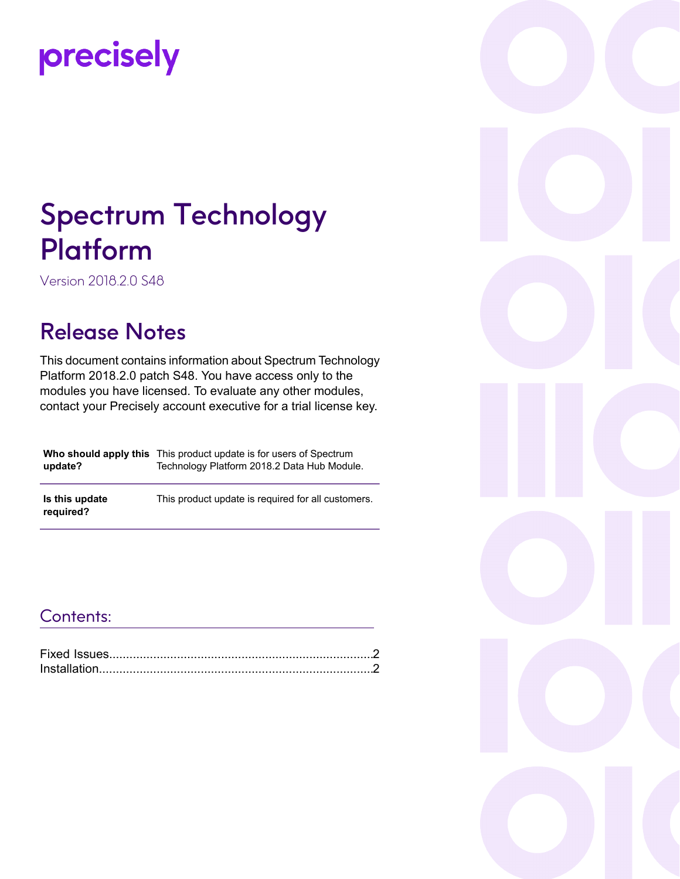precisely

# Spectrum Technology Platform

Version 2018.2.0 S48

## Release Notes

This document contains information about Spectrum Technology Platform 2018.2.0 patch S48. You have access only to the modules you have licensed. To evaluate any other modules, contact your Precisely account executive for a trial license key.

| | |
|---|---|
| **Who should apply this update?** | This product update is for users of Spectrum Technology Platform 2018.2 Data Hub Module. |
| **Is this update required?** | This product update is required for all customers. |

### Contents:

Fixed Issues....................................................................................2
Installation.....................................................................................2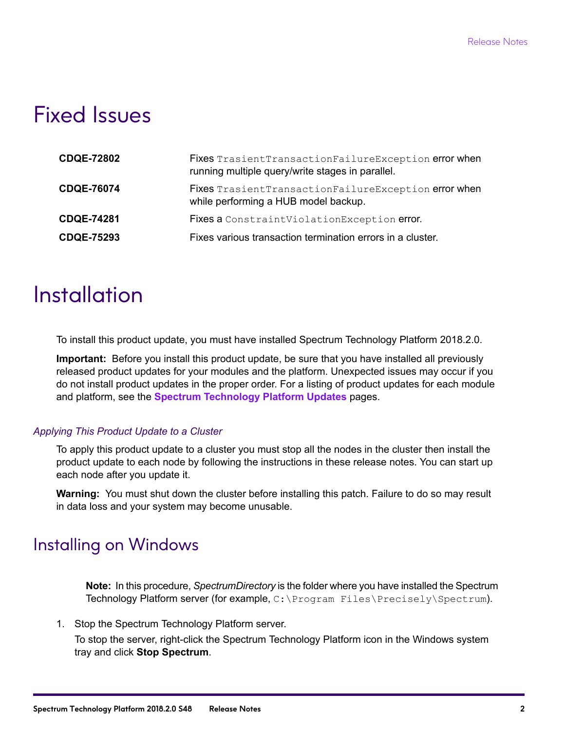# Fixed Issues

| | |
|---|---|
| **CDQE-72802** | Fixes `TrasientTransactionFailureException` error when running multiple query/write stages in parallel. |
| **CDQE-76074** | Fixes `TrasientTransactionFailureException` error when while performing a HUB model backup. |
| **CDQE-74281** | Fixes a `ConstraintViolationException` error. |
| **CDQE-75293** | Fixes various transaction termination errors in a cluster. |

# Installation

To install this product update, you must have installed Spectrum Technology Platform 2018.2.0.

**Important:** Before you install this product update, be sure that you have installed all previously released product updates for your modules and the platform. Unexpected issues may occur if you do not install product updates in the proper order. For a listing of product updates for each module and platform, see the **Spectrum Technology Platform Updates** pages.

### *Applying This Product Update to a Cluster*

To apply this product update to a cluster you must stop all the nodes in the cluster then install the product update to each node by following the instructions in these release notes. You can start up each node after you update it.

**Warning:** You must shut down the cluster before installing this patch. Failure to do so may result in data loss and your system may become unusable.

## Installing on Windows

**Note:** In this procedure, *SpectrumDirectory* is the folder where you have installed the Spectrum Technology Platform server (for example, `C:\Program Files\Precisely\Spectrum`).

1. Stop the Spectrum Technology Platform server.

   To stop the server, right-click the Spectrum Technology Platform icon in the Windows system tray and click **Stop Spectrum**.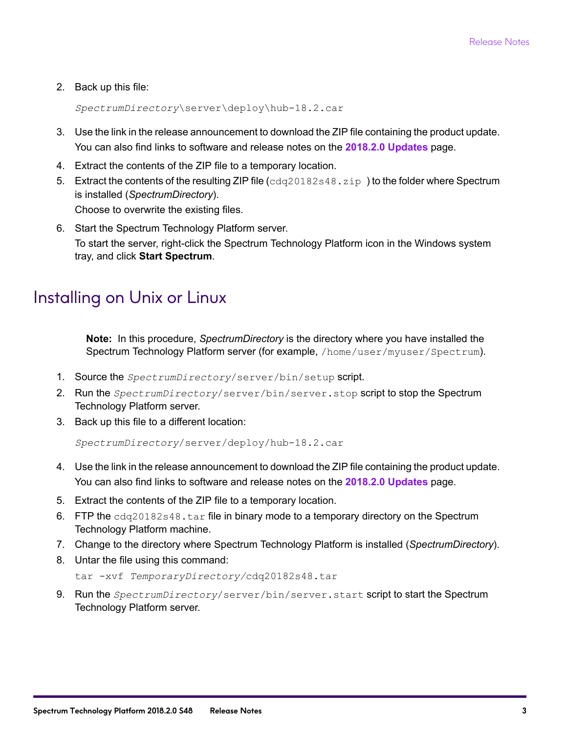2. Back up this file:

   *SpectrumDirectory*\server\deploy\hub-18.2.car

3. Use the link in the release announcement to download the ZIP file containing the product update.

   You can also find links to software and release notes on the **2018.2.0 Updates** page.

4. Extract the contents of the ZIP file to a temporary location.
5. Extract the contents of the resulting ZIP file (`cdq20182s48.zip` ) to the folder where Spectrum is installed (*SpectrumDirectory*).

   Choose to overwrite the existing files.

6. Start the Spectrum Technology Platform server.

   To start the server, right-click the Spectrum Technology Platform icon in the Windows system tray, and click **Start Spectrum**.

## Installing on Unix or Linux

**Note:** In this procedure, *SpectrumDirectory* is the directory where you have installed the Spectrum Technology Platform server (for example, `/home/user/myuser/Spectrum`).

1. Source the *SpectrumDirectory*`/server/bin/setup` script.
2. Run the *SpectrumDirectory*`/server/bin/server.stop` script to stop the Spectrum Technology Platform server.
3. Back up this file to a different location:

   *SpectrumDirectory*/server/deploy/hub-18.2.car

4. Use the link in the release announcement to download the ZIP file containing the product update.

   You can also find links to software and release notes on the **2018.2.0 Updates** page.

5. Extract the contents of the ZIP file to a temporary location.
6. FTP the `cdq20182s48.tar` file in binary mode to a temporary directory on the Spectrum Technology Platform machine.
7. Change to the directory where Spectrum Technology Platform is installed (*SpectrumDirectory*).
8. Untar the file using this command:

   ```
   tar -xvf TemporaryDirectory/cdq20182s48.tar
   ```

9. Run the *SpectrumDirectory*`/server/bin/server.start` script to start the Spectrum Technology Platform server.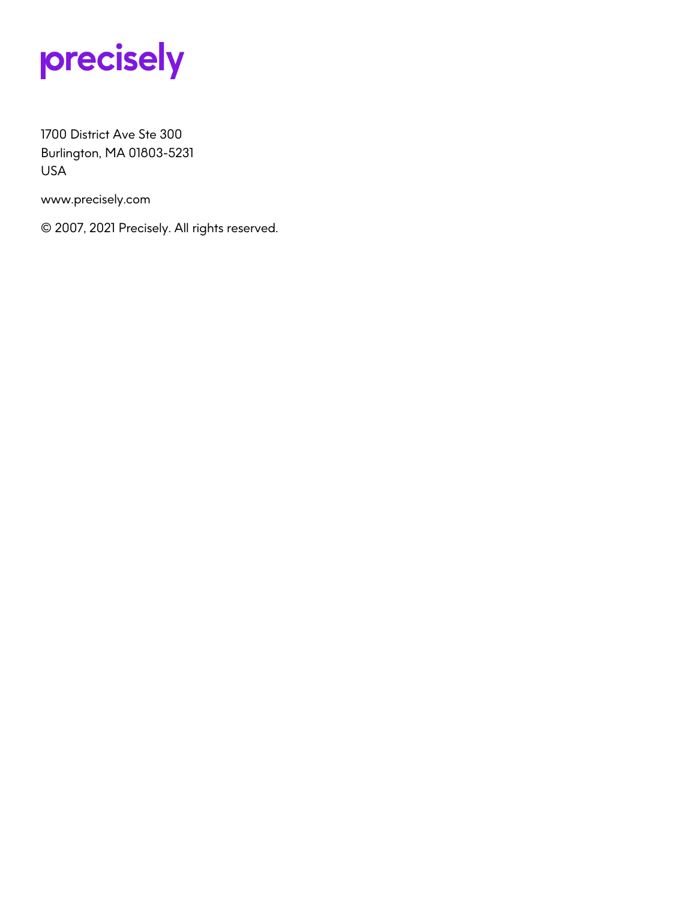precisely

1700 District Ave Ste 300
Burlington, MA 01803-5231
USA

www.precisely.com

© 2007, 2021 Precisely. All rights reserved.